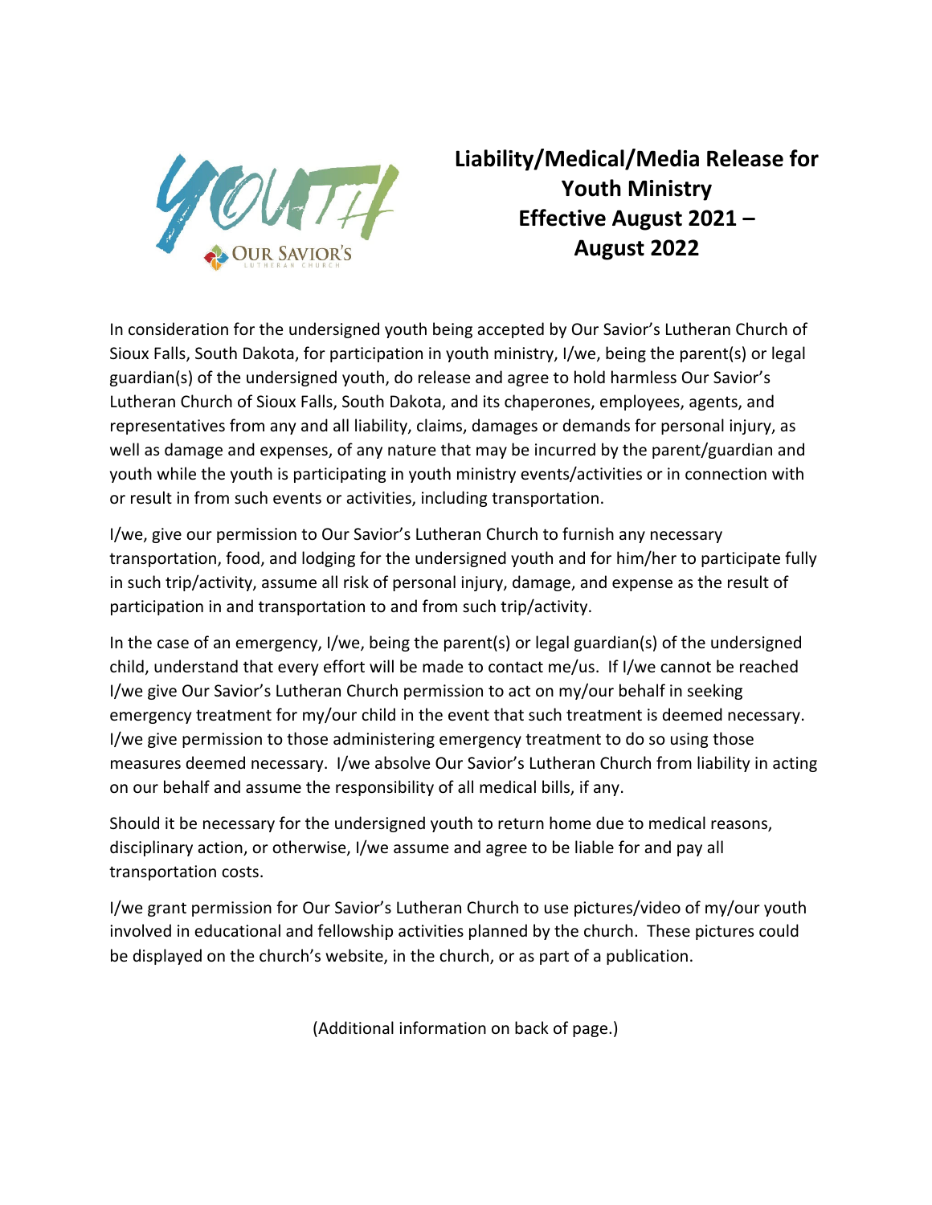# Liability/Medical/Media Release for Youth Ministry Effective August 2021 – August 2022

In consideration for the undersigned youth being accepted by Our Savior's Lutheran Church of Sioux Falls, South Dakota, for participation in youth ministry, I/we, being the parent(s) or legal guardian(s) of the undersigned youth, do release and agree to hold harmless Our Savior's Lutheran Church of Sioux Falls, South Dakota, and its chaperones, employees, agents, and representatives from any and all liability, claims, damages or demands for personal injury, as well as damage and expenses, of any nature that may be incurred by the parent/guardian and youth while the youth is participating in youth ministry events/activities or in connection with or result in from such events or activities, including transportation.

I/we, give our permission to Our Savior's Lutheran Church to furnish any necessary transportation, food, and lodging for the undersigned youth and for him/her to participate fully in such trip/activity, assume all risk of personal injury, damage, and expense as the result of participation in and transportation to and from such trip/activity.

In the case of an emergency, I/we, being the parent(s) or legal guardian(s) of the undersigned child, understand that every effort will be made to contact me/us. If I/we cannot be reached I/we give Our Savior's Lutheran Church permission to act on my/our behalf in seeking emergency treatment for my/our child in the event that such treatment is deemed necessary. I/we give permission to those administering emergency treatment to do so using those measures deemed necessary. I/we absolve Our Savior's Lutheran Church from liability in acting on our behalf and assume the responsibility of all medical bills, if any.

Should it be necessary for the undersigned youth to return home due to medical reasons, disciplinary action, or otherwise, I/we assume and agree to be liable for and pay all transportation costs.

I/we grant permission for Our Savior's Lutheran Church to use pictures/video of my/our youth involved in educational and fellowship activities planned by the church. These pictures could be displayed on the church's website, in the church, or as part of a publication.

(Additional information on back of page.)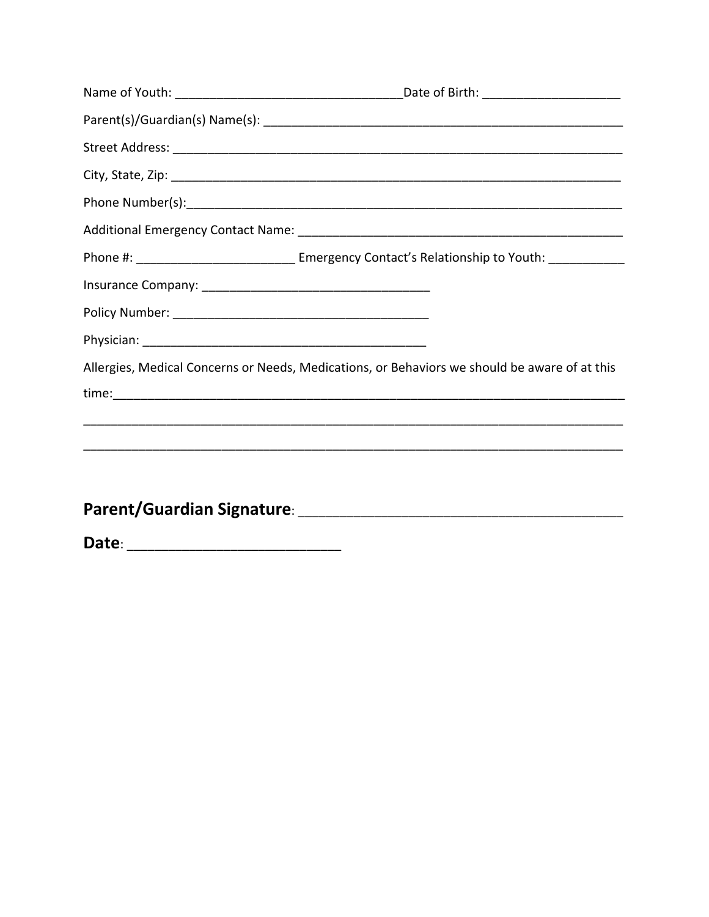Name of Youth: ________________________________ Date of Birth: ___________________

Parent(s)/Guardian(s) Name(s): ____________________________________________________

Street Address: __________________________________________________________________

City, State, Zip: _________________________________________________________________

Phone Number(s):_________________________________________________________________

Additional Emergency Contact Name: ______________________________________________

Phone #: ______________________ Emergency Contact's Relationship to Youth: __________

Insurance Company: ________________________________

Policy Number: ____________________________________

Physician: ________________________________________

Allergies, Medical Concerns or Needs, Medications, or Behaviors we should be aware of at this time:________________________________________________________________________

__________________________________________________________________________________

__________________________________________________________________________________

**Parent/Guardian Signature**: ________________________________________

**Date**: __________________________